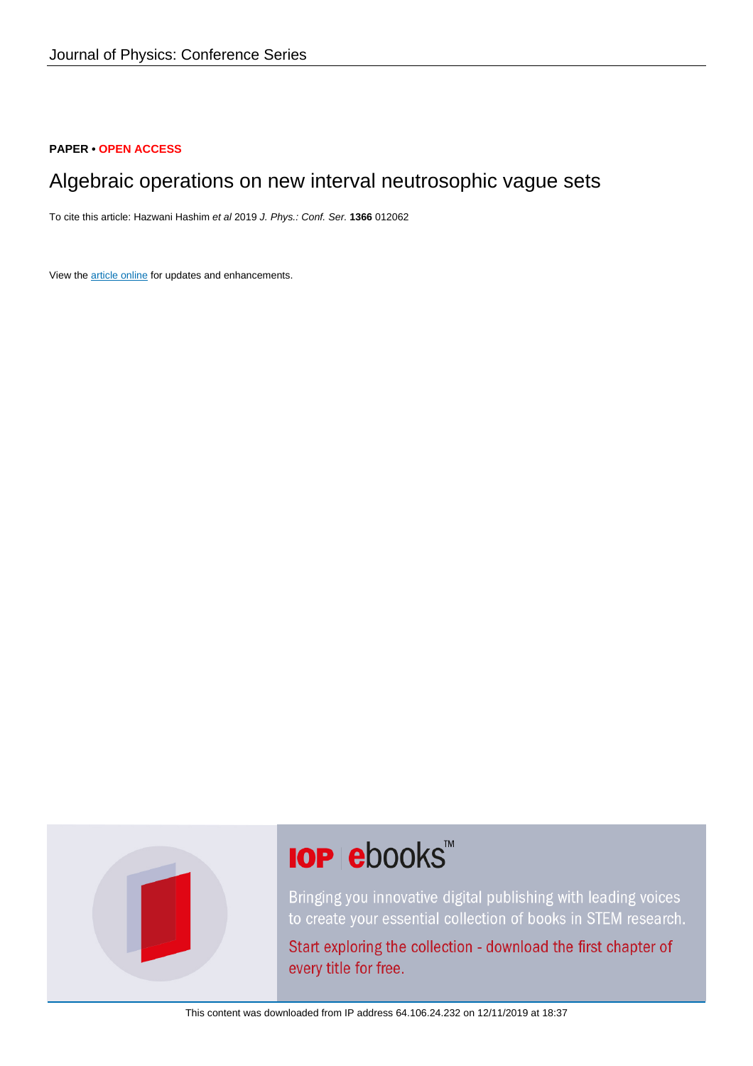Journal of Physics: Conference Series

**PAPER • OPEN ACCESS**

# Algebraic operations on new interval neutrosophic vague sets

To cite this article: Hazwani Hashim *et al* 2019 *J. Phys.: Conf. Ser.* **1366** 012062

View the article online for updates and enhancements.

This content was downloaded from IP address 64.106.24.232 on 12/11/2019 at 18:37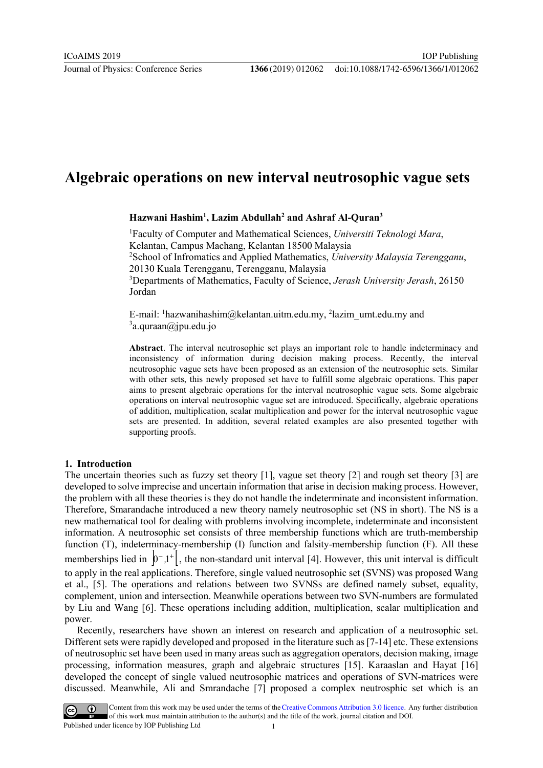# Algebraic operations on new interval neutrosophic vague sets

**Hazwani Hashim[1], Lazim Abdullah[2] and Ashraf Al-Quran[3]**

[1]Faculty of Computer and Mathematical Sciences, *Universiti Teknologi Mara*, Kelantan, Campus Machang, Kelantan 18500 Malaysia
[2]School of Infromatics and Applied Mathematics, *University Malaysia Terengganu*, 20130 Kuala Terengganu, Terengganu, Malaysia
[3]Departments of Mathematics, Faculty of Science, *Jerash University Jerash*, 26150 Jordan

E-mail: [1]hazwanihashim@kelantan.uitm.edu.my, [2]lazim_umt.edu.my and [3]a.quraan@jpu.edu.jo

**Abstract**. The interval neutrosophic set plays an important role to handle indeterminacy and inconsistency of information during decision making process. Recently, the interval neutrosophic vague sets have been proposed as an extension of the neutrosophic sets. Similar with other sets, this newly proposed set have to fulfill some algebraic operations. This paper aims to present algebraic operations for the interval neutrosophic vague sets. Some algebraic operations on interval neutrosophic vague set are introduced. Specifically, algebraic operations of addition, multiplication, scalar multiplication and power for the interval neutrosophic vague sets are presented. In addition, several related examples are also presented together with supporting proofs.

## 1. Introduction

The uncertain theories such as fuzzy set theory [1], vague set theory [2] and rough set theory [3] are developed to solve imprecise and uncertain information that arise in decision making process. However, the problem with all these theories is they do not handle the indeterminate and inconsistent information. Therefore, Smarandache introduced a new theory namely neutrosophic set (NS in short). The NS is a new mathematical tool for dealing with problems involving incomplete, indeterminate and inconsistent information. A neutrosophic set consists of three membership functions which are truth-membership function (T), indeterminacy-membership (I) function and falsity-membership function (F). All these memberships lied in $\left]0^{-},1^{+}\right[$, the non-standard unit interval [4]. However, this unit interval is difficult to apply in the real applications. Therefore, single valued neutrosophic set (SVNS) was proposed Wang et al., [5]. The operations and relations between two SVNSs are defined namely subset, equality, complement, union and intersection. Meanwhile operations between two SVN-numbers are formulated by Liu and Wang [6]. These operations including addition, multiplication, scalar multiplication and power.

Recently, researchers have shown an interest on research and application of a neutrosophic set. Different sets were rapidly developed and proposed in the literature such as [7-14] etc. These extensions of neutrosophic set have been used in many areas such as aggregation operators, decision making, image processing, information measures, graph and algebraic structures [15]. Karaaslan and Hayat [16] developed the concept of single valued neutrosophic matrices and operations of SVN-matrices were discussed. Meanwhile, Ali and Smrandache [7] proposed a complex neutrosphic set which is an

Content from this work may be used under the terms of the Creative Commons Attribution 3.0 licence. Any further distribution of this work must maintain attribution to the author(s) and the title of the work, journal citation and DOI.
Published under licence by IOP Publishing Ltd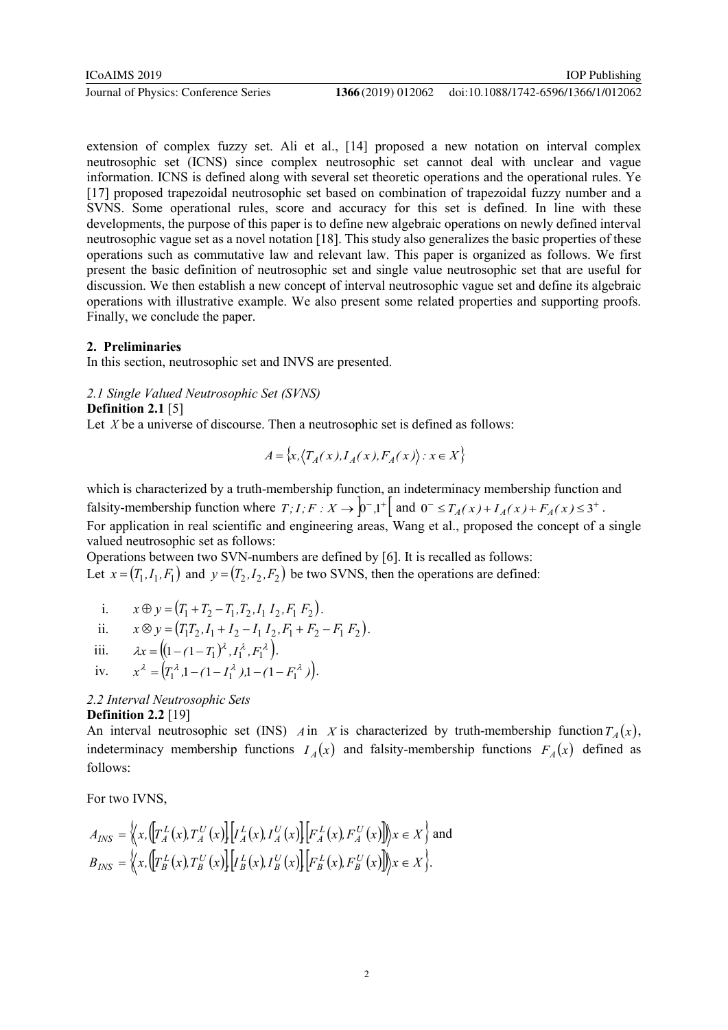extension of complex fuzzy set. Ali et al., [14] proposed a new notation on interval complex neutrosophic set (ICNS) since complex neutrosophic set cannot deal with unclear and vague information. ICNS is defined along with several set theoretic operations and the operational rules. Ye [17] proposed trapezoidal neutrosophic set based on combination of trapezoidal fuzzy number and a SVNS. Some operational rules, score and accuracy for this set is defined. In line with these developments, the purpose of this paper is to define new algebraic operations on newly defined interval neutrosophic vague set as a novel notation [18]. This study also generalizes the basic properties of these operations such as commutative law and relevant law. This paper is organized as follows. We first present the basic definition of neutrosophic set and single value neutrosophic set that are useful for discussion. We then establish a new concept of interval neutrosophic vague set and define its algebraic operations with illustrative example. We also present some related properties and supporting proofs. Finally, we conclude the paper.

## 2. Preliminaries

In this section, neutrosophic set and INVS are presented.

### *2.1 Single Valued Neutrosophic Set (SVNS)*

**Definition 2.1** [5]

Let $X$ be a universe of discourse. Then a neutrosophic set is defined as follows:

$$A = \{x, \langle T_A(x), I_A(x), F_A(x) \rangle : x \in X\}$$

which is characterized by a truth-membership function, an indeterminacy membership function and falsity-membership function where $T; I; F : X \to \left]0^-, 1^+\right[$ and $0^- \leq T_A(x) + I_A(x) + F_A(x) \leq 3^+$.

For application in real scientific and engineering areas, Wang et al., proposed the concept of a single valued neutrosophic set as follows:

Operations between two SVN-numbers are defined by [6]. It is recalled as follows:

Let $x = (T_1, I_1, F_1)$ and $y = (T_2, I_2, F_2)$ be two SVNS, then the operations are defined:

i. $x \oplus y = (T_1 + T_2 - T_1 T_2, I_1 I_2, F_1 F_2)$.

ii. $x \otimes y = (T_1 T_2, I_1 + I_2 - I_1 I_2, F_1 + F_2 - F_1 F_2)$.

iii. $\lambda x = \left((1 - (1 - T_1)^\lambda, I_1^\lambda, F_1^\lambda\right)$.

iv. $x^\lambda = \left(T_1^\lambda, 1 - (1 - I_1^\lambda), 1 - (1 - F_1^\lambda)\right)$.

### *2.2 Interval Neutrosophic Sets*

**Definition 2.2** [19]

An interval neutrosophic set (INS) $A$ in $X$ is characterized by truth-membership function $T_A(x)$, indeterminacy membership functions $I_A(x)$ and falsity-membership functions $F_A(x)$ defined as follows:

For two IVNS,

$$A_{INS} = \left\{ \left\langle x, \left( \left[T_A^L(x), T_A^U(x)\right], \left[I_A^L(x), I_A^U(x)\right], \left[F_A^L(x), F_A^U(x)\right] \right) \right\rangle x \in X \right\} \text{ and}$$

$$B_{INS} = \left\{ \left\langle x, \left( \left[T_B^L(x), T_B^U(x)\right], \left[I_B^L(x), I_B^U(x)\right], \left[F_B^L(x), F_B^U(x)\right] \right) \right\rangle x \in X \right\}.$$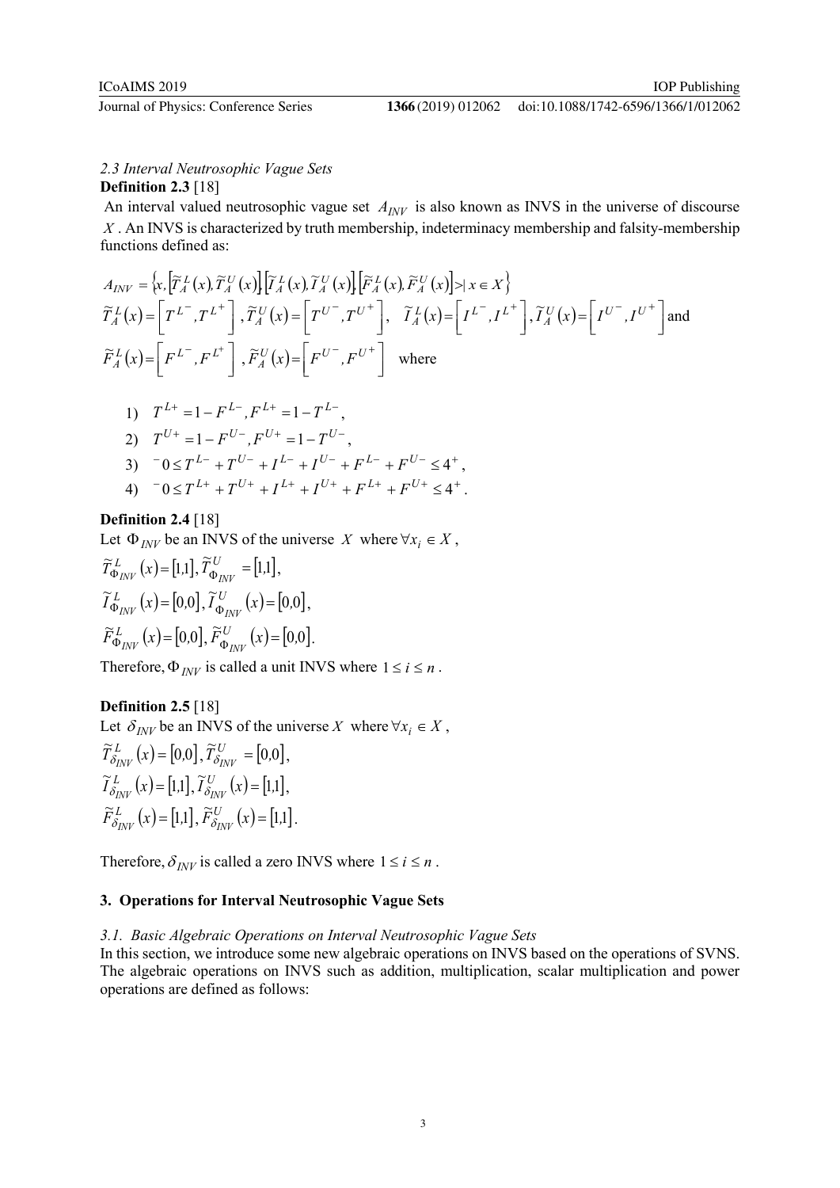*2.3 Interval Neutrosophic Vague Sets*

**Definition 2.3** [18]

An interval valued neutrosophic vague set $A_{INV}$ is also known as INVS in the universe of discourse $X$. An INVS is characterized by truth membership, indeterminacy membership and falsity-membership functions defined as:

$$A_{INV} = \left\{x, \left[\widetilde{T}_A^L(x), \widetilde{T}_A^U(x)\right], \left[\widetilde{I}_A^L(x), \widetilde{I}_A^U(x)\right], \left[\widetilde{F}_A^L(x), \widetilde{F}_A^U(x)\right] > \mid x \in X\right\}$$

$$\widetilde{T}_A^L(x) = \left[T^{L^-}, T^{L^+}\right], \widetilde{T}_A^U(x) = \left[T^{U^-}, T^{U^+}\right], \quad \widetilde{I}_A^L(x) = \left[I^{L^-}, I^{L^+}\right], \widetilde{I}_A^U(x) = \left[I^{U^-}, I^{U^+}\right] \text{ and}$$

$$\widetilde{F}_A^L(x) = \left[F^{L^-}, F^{L^+}\right], \widetilde{F}_A^U(x) = \left[F^{U^-}, F^{U^+}\right] \quad \text{where}$$

1) $T^{L+} = 1 - F^{L-}, F^{L+} = 1 - T^{L-}$,
2) $T^{U+} = 1 - F^{U-}, F^{U+} = 1 - T^{U-}$,
3) ${}^{-}0 \le T^{L-} + T^{U-} + I^{L-} + I^{U-} + F^{L-} + F^{U-} \le 4^{+}$,
4) ${}^{-}0 \le T^{L+} + T^{U+} + I^{L+} + I^{U+} + F^{L+} + F^{U+} \le 4^{+}$.

**Definition 2.4** [18]

Let $\Phi_{INV}$ be an INVS of the universe $X$ where $\forall x_i \in X$,

$$\widetilde{T}_{\Phi_{INV}}^L(x) = [1,1], \widetilde{T}_{\Phi_{INV}}^U = [1,1],$$
$$\widetilde{I}_{\Phi_{INV}}^L(x) = [0,0], \widetilde{I}_{\Phi_{INV}}^U(x) = [0,0],$$
$$\widetilde{F}_{\Phi_{INV}}^L(x) = [0,0], \widetilde{F}_{\Phi_{INV}}^U(x) = [0,0].$$

Therefore, $\Phi_{INV}$ is called a unit INVS where $1 \le i \le n$.

**Definition 2.5** [18]

Let $\delta_{INV}$ be an INVS of the universe $X$ where $\forall x_i \in X$,

$$\widetilde{T}_{\delta_{INV}}^L(x) = [0,0], \widetilde{T}_{\delta_{INV}}^U = [0,0],$$
$$\widetilde{I}_{\delta_{INV}}^L(x) = [1,1], \widetilde{I}_{\delta_{INV}}^U(x) = [1,1],$$
$$\widetilde{F}_{\delta_{INV}}^L(x) = [1,1], \widetilde{F}_{\delta_{INV}}^U(x) = [1,1].$$

Therefore, $\delta_{INV}$ is called a zero INVS where $1 \le i \le n$.

## 3. Operations for Interval Neutrosophic Vague Sets

*3.1. Basic Algebraic Operations on Interval Neutrosophic Vague Sets*

In this section, we introduce some new algebraic operations on INVS based on the operations of SVNS. The algebraic operations on INVS such as addition, multiplication, scalar multiplication and power operations are defined as follows: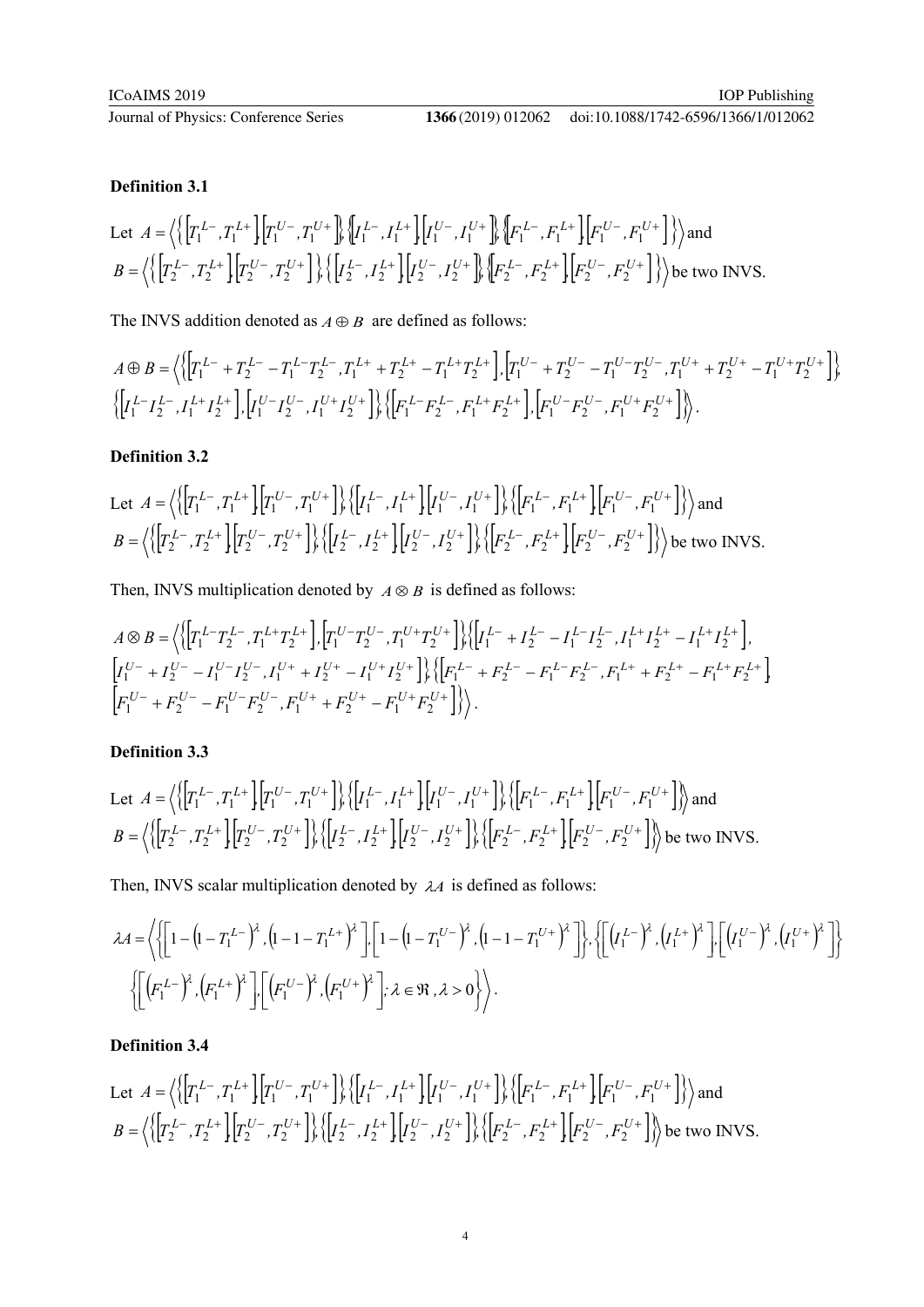**Definition 3.1**

Let $A = \left\langle \left\{ \left[ T_1^{L-}, T_1^{L+} \right], \left[ T_1^{U-}, T_1^{U+} \right] \right\}, \left\{ \left[ I_1^{L-}, I_1^{L+} \right], \left[ I_1^{U-}, I_1^{U+} \right] \right\}, \left\{ \left[ F_1^{L-}, F_1^{L+} \right], \left[ F_1^{U-}, F_1^{U+} \right] \right\} \right\rangle$ and $B = \left\langle \left\{ \left[ T_2^{L-}, T_2^{L+} \right], \left[ T_2^{U-}, T_2^{U+} \right] \right\}, \left\{ \left[ I_2^{L-}, I_2^{L+} \right], \left[ I_2^{U-}, I_2^{U+} \right] \right\}, \left\{ \left[ F_2^{L-}, F_2^{L+} \right], \left[ F_2^{U-}, F_2^{U+} \right] \right\} \right\rangle$ be two INVS.

The INVS addition denoted as $A \oplus B$ are defined as follows:

$$A \oplus B = \left\langle \left\{ \left[ T_1^{L-} + T_2^{L-} - T_1^{L-} T_2^{L-}, T_1^{L+} + T_2^{L+} - T_1^{L+} T_2^{L+} \right], \left[ T_1^{U-} + T_2^{U-} - T_1^{U-} T_2^{U-}, T_1^{U+} + T_2^{U+} - T_1^{U+} T_2^{U+} \right] \right\}, \left\{ \left[ I_1^{L-} I_2^{L-}, I_1^{L+} I_2^{L+} \right], \left[ I_1^{U-} I_2^{U-}, I_1^{U+} I_2^{U+} \right] \right\}, \left\{ \left[ F_1^{L-} F_2^{L-}, F_1^{L+} F_2^{L+} \right], \left[ F_1^{U-} F_2^{U-}, F_1^{U+} F_2^{U+} \right] \right\} \right\rangle.$$

**Definition 3.2**

Let $A = \left\langle \left\{ \left[ T_1^{L-}, T_1^{L+} \right], \left[ T_1^{U-}, T_1^{U+} \right] \right\}, \left\{ \left[ I_1^{L-}, I_1^{L+} \right], \left[ I_1^{U-}, I_1^{U+} \right] \right\}, \left\{ \left[ F_1^{L-}, F_1^{L+} \right], \left[ F_1^{U-}, F_1^{U+} \right] \right\} \right\rangle$ and $B = \left\langle \left\{ \left[ T_2^{L-}, T_2^{L+} \right], \left[ T_2^{U-}, T_2^{U+} \right] \right\}, \left\{ \left[ I_2^{L-}, I_2^{L+} \right], \left[ I_2^{U-}, I_2^{U+} \right] \right\}, \left\{ \left[ F_2^{L-}, F_2^{L+} \right], \left[ F_2^{U-}, F_2^{U+} \right] \right\} \right\rangle$ be two INVS.

Then, INVS multiplication denoted by $A \otimes B$ is defined as follows:

$$A \otimes B = \left\langle \left\{ \left[ T_1^{L-} T_2^{L-}, T_1^{L+} T_2^{L+} \right], \left[ T_1^{U-} T_2^{U-}, T_1^{U+} T_2^{U+} \right] \right\}, \left\{ \left[ I_1^{L-} + I_2^{L-} - I_1^{L-} I_2^{L-}, I_1^{L+} I_2^{L+} - I_1^{L+} I_2^{L+} \right], \left[ I_1^{U-} + I_2^{U-} - I_1^{U-} I_2^{U-}, I_1^{U+} + I_2^{U+} - I_1^{U+} I_2^{U+} \right] \right\}, \left\{ \left[ F_1^{L-} + F_2^{L-} - F_1^{L-} F_2^{L-}, F_1^{L+} + F_2^{L+} - F_1^{L+} F_2^{L+} \right], \left[ F_1^{U-} + F_2^{U-} - F_1^{U-} F_2^{U-}, F_1^{U+} + F_2^{U+} - F_1^{U+} F_2^{U+} \right] \right\} \right\rangle.$$

**Definition 3.3**

Let $A = \left\langle \left\{ \left[ T_1^{L-}, T_1^{L+} \right], \left[ T_1^{U-}, T_1^{U+} \right] \right\}, \left\{ \left[ I_1^{L-}, I_1^{L+} \right], \left[ I_1^{U-}, I_1^{U+} \right] \right\}, \left\{ \left[ F_1^{L-}, F_1^{L+} \right], \left[ F_1^{U-}, F_1^{U+} \right] \right\} \right\rangle$ and $B = \left\langle \left\{ \left[ T_2^{L-}, T_2^{L+} \right], \left[ T_2^{U-}, T_2^{U+} \right] \right\}, \left\{ \left[ I_2^{L-}, I_2^{L+} \right], \left[ I_2^{U-}, I_2^{U+} \right] \right\}, \left\{ \left[ F_2^{L-}, F_2^{L+} \right], \left[ F_2^{U-}, F_2^{U+} \right] \right\} \right\rangle$ be two INVS.

Then, INVS scalar multiplication denoted by $\lambda A$ is defined as follows:

$$\lambda A = \left\langle \left\{ \left[ 1 - \left(1 - T_1^{L-}\right)^{\lambda}, \left(1 - 1 - T_1^{L+}\right)^{\lambda} \right], \left[ 1 - \left(1 - T_1^{U-}\right)^{\lambda}, \left(1 - 1 - T_1^{U+}\right)^{\lambda} \right] \right\}, \left\{ \left[ \left(I_1^{L-}\right)^{\lambda}, \left(I_1^{L+}\right)^{\lambda} \right], \left[ \left(I_1^{U-}\right)^{\lambda}, \left(I_1^{U+}\right)^{\lambda} \right] \right\} \left\{ \left[ \left(F_1^{L-}\right)^{\lambda}, \left(F_1^{L+}\right)^{\lambda} \right], \left[ \left(F_1^{U-}\right)^{\lambda}, \left(F_1^{U+}\right)^{\lambda} \right]; \lambda \in \Re, \lambda > 0 \right\} \right\rangle.$$

**Definition 3.4**

Let $A = \left\langle \left\{ \left[ T_1^{L-}, T_1^{L+} \right], \left[ T_1^{U-}, T_1^{U+} \right] \right\}, \left\{ \left[ I_1^{L-}, I_1^{L+} \right], \left[ I_1^{U-}, I_1^{U+} \right] \right\}, \left\{ \left[ F_1^{L-}, F_1^{L+} \right], \left[ F_1^{U-}, F_1^{U+} \right] \right\} \right\rangle$ and $B = \left\langle \left\{ \left[ T_2^{L-}, T_2^{L+} \right], \left[ T_2^{U-}, T_2^{U+} \right] \right\}, \left\{ \left[ I_2^{L-}, I_2^{L+} \right], \left[ I_2^{U-}, I_2^{U+} \right] \right\}, \left\{ \left[ F_2^{L-}, F_2^{L+} \right], \left[ F_2^{U-}, F_2^{U+} \right] \right\} \right\rangle$ be two INVS.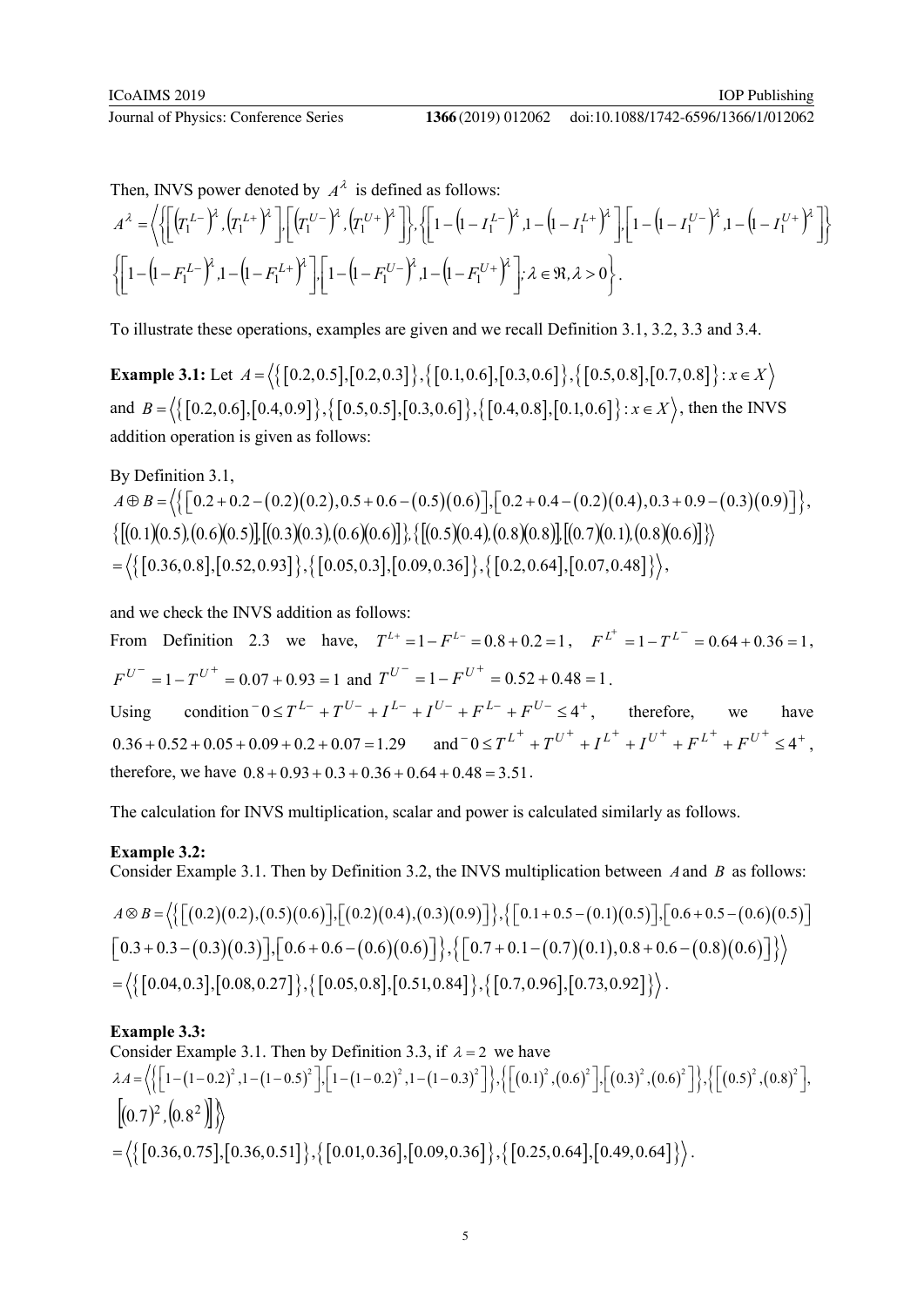Then, INVS power denoted by $A^{\lambda}$ is defined as follows:

$$A^{\lambda}=\left\langle\left\{\left[\left(T_1^{L-}\right)^{\lambda},\left(T_1^{L+}\right)^{\lambda}\right],\left[\left(T_1^{U-}\right)^{\lambda},\left(T_1^{U+}\right)^{\lambda}\right]\right\},\left\{\left[1-\left(1-I_1^{L-}\right)^{\lambda},1-\left(1-I_1^{L+}\right)^{\lambda}\right],\left[1-\left(1-I_1^{U-}\right)^{\lambda},1-\left(1-I_1^{U+}\right)^{\lambda}\right]\right\}\right.$$
$$\left.\left\{\left[1-\left(1-F_1^{L-}\right)^{\lambda},1-\left(1-F_1^{L+}\right)^{\lambda}\right],\left[1-\left(1-F_1^{U-}\right)^{\lambda},1-\left(1-F_1^{U+}\right)^{\lambda}\right];\lambda\in\Re,\lambda>0\right\}\right\rangle.$$

To illustrate these operations, examples are given and we recall Definition 3.1, 3.2, 3.3 and 3.4.

**Example 3.1:** Let $A=\left\langle\left\{[0.2,0.5],[0.2,0.3]\right\},\left\{[0.1,0.6],[0.3,0.6]\right\},\left\{[0.5,0.8],[0.7,0.8]\right\}:x\in X\right\rangle$ and $B=\left\langle\left\{[0.2,0.6],[0.4,0.9]\right\},\left\{[0.5,0.5],[0.3,0.6]\right\},\left\{[0.4,0.8],[0.1,0.6]\right\}:x\in X\right\rangle$, then the INVS addition operation is given as follows:

By Definition 3.1,

$$A\oplus B=\left\langle\left\{\left[0.2+0.2-(0.2)(0.2),0.5+0.6-(0.5)(0.6)\right],\left[0.2+0.4-(0.2)(0.4),0.3+0.9-(0.3)(0.9)\right]\right\},\right.$$
$$\left.\left\{\left[(0.1)(0.5),(0.6)(0.5)\right],\left[(0.3)(0.3),(0.6)(0.6)\right]\right\},\left\{\left[(0.5)(0.4),(0.8)(0.8)\right],\left[(0.7)(0.1),(0.8)(0.6)\right]\right\}\right\rangle$$
$$=\left\langle\left\{[0.36,0.8],[0.52,0.93]\right\},\left\{[0.05,0.3],[0.09,0.36]\right\},\left\{[0.2,0.64],[0.07,0.48]\right\}\right\rangle,$$

and we check the INVS addition as follows:

From Definition 2.3 we have, $T^{L+}=1-F^{L-}=0.8+0.2=1$, $F^{L^+}=1-T^{L^-}=0.64+0.36=1$, $F^{U^-}=1-T^{U^+}=0.07+0.93=1$ and $T^{U^-}=1-F^{U^+}=0.52+0.48=1$.

Using condition ${}^-0\le T^{L-}+T^{U-}+I^{L-}+I^{U-}+F^{L-}+F^{U-}\le 4^+$, therefore, we have $0.36+0.52+0.05+0.09+0.2+0.07=1.29$ and ${}^-0\le T^{L^+}+T^{U^+}+I^{L^+}+I^{U^+}+F^{L^+}+F^{U^+}\le 4^+$, therefore, we have $0.8+0.93+0.3+0.36+0.64+0.48=3.51$.

The calculation for INVS multiplication, scalar and power is calculated similarly as follows.

**Example 3.2:**
Consider Example 3.1. Then by Definition 3.2, the INVS multiplication between $A$ and $B$ as follows:

$$A\otimes B=\left\langle\left\{\left[(0.2)(0.2),(0.5)(0.6)\right],\left[(0.2)(0.4),(0.3)(0.9)\right]\right\},\left\{\left[0.1+0.5-(0.1)(0.5)\right],\left[0.6+0.5-(0.6)(0.5)\right]\right.\right.$$
$$\left.\left.\left[0.3+0.3-(0.3)(0.3)\right],\left[0.6+0.6-(0.6)(0.6)\right]\right\},\left\{\left[0.7+0.1-(0.7)(0.1),0.8+0.6-(0.8)(0.6)\right]\right\}\right\rangle$$
$$=\left\langle\left\{[0.04,0.3],[0.08,0.27]\right\},\left\{[0.05,0.8],[0.51,0.84]\right\},\left\{[0.7,0.96],[0.73,0.92]\right\}\right\rangle.$$

**Example 3.3:**
Consider Example 3.1. Then by Definition 3.3, if $\lambda=2$ we have

$$\lambda A=\left\langle\left\{\left[1-(1-0.2)^2,1-(1-0.5)^2\right],\left[1-(1-0.2)^2,1-(1-0.3)^2\right]\right\},\left\{\left[(0.1)^2,(0.6)^2\right],\left[(0.3)^2,(0.6)^2\right]\right\},\left\{\left[(0.5)^2,(0.8)^2\right],\right.\right.$$
$$\left.\left.\left[(0.7)^2,\left(0.8^2\right)\right]\right\}\right\rangle$$
$$=\left\langle\left\{[0.36,0.75],[0.36,0.51]\right\},\left\{[0.01,0.36],[0.09,0.36]\right\},\left\{[0.25,0.64],[0.49,0.64]\right\}\right\rangle.$$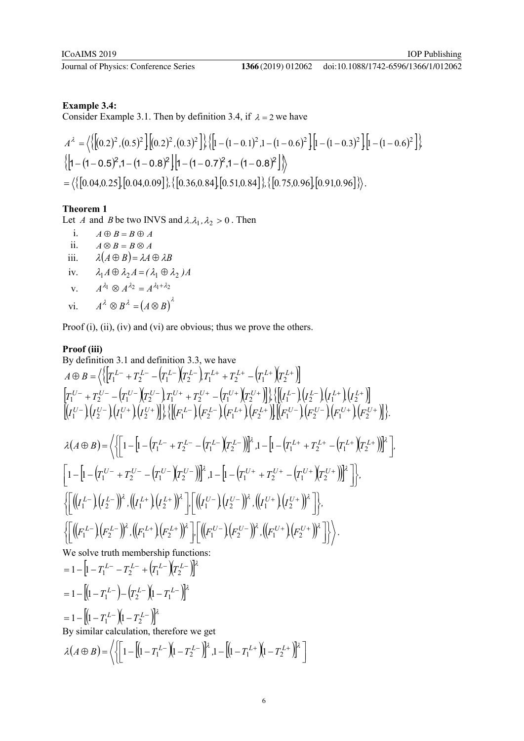**Example 3.4:**

Consider Example 3.1. Then by definition 3.4, if $\lambda = 2$ we have

$$A^{\lambda} = \left\langle \left\{ \left[ (0.2)^2, (0.5)^2 \right], \left[ (0.2)^2, (0.3)^2 \right] \right\}, \left\{ \left[ 1-(1-0.1)^2, 1-(1-0.6)^2 \right], \left[ 1-(1-0.3)^2 \right], \left[ 1-(1-0.6)^2 \right] \right\}, \right.$$

$$\left. \left\{ \left[ 1-(1-0.5)^2, 1-(1-0.8)^2 \right], \left[ 1-(1-0.7)^2, 1-(1-0.8)^2 \right] \right\} \right\rangle$$

$$= \left\langle \left\{ [0.04, 0.25], [0.04, 0.09] \right\}, \left\{ [0.36, 0.84], [0.51, 0.84] \right\}, \left\{ [0.75, 0.96], [0.91, 0.96] \right\} \right\rangle .$$

**Theorem 1**

Let $A$ and $B$ be two INVS and $\lambda . \lambda_1, \lambda_2 > 0$ . Then

i. $A \oplus B = B \oplus A$

ii. $A \otimes B = B \otimes A$

iii. $\lambda(A \oplus B) = \lambda A \oplus \lambda B$

iv. $\lambda_1 A \oplus \lambda_2 A = (\lambda_1 \oplus \lambda_2) A$

v. $A^{\lambda_1} \otimes A^{\lambda_2} = A^{\lambda_1 + \lambda_2}$

vi. $A^{\lambda} \otimes B^{\lambda} = (A \otimes B)^{\lambda}$

Proof (i), (ii), (iv) and (vi) are obvious; thus we prove the others.

**Proof (iii)**

By definition 3.1 and definition 3.3, we have

$$A \oplus B = \left\langle \left\{ \left[ T_1^{L-} + T_2^{L-} - \left(T_1^{L-}\right)\left(T_2^{L-}\right), T_1^{L+} + T_2^{L+} - \left(T_1^{L+}\right)\left(T_2^{L+}\right) \right] \right. \right.$$

$$\left. \left[ T_1^{U-} + T_2^{U-} - \left(T_1^{U-}\right)\left(T_2^{U-}\right), T_1^{U+} + T_2^{U+} - \left(T_1^{U+}\right)\left(T_2^{U+}\right) \right] \right\}, \left\{ \left[ \left(I_1^{L-}\right), \left(I_2^{L-}\right), \left(I_1^{L+}\right), \left(I_2^{L+}\right) \right] \right.$$

$$\left. \left. \left[ \left(I_1^{U-}\right), \left(I_2^{U-}\right), \left(I_1^{U+}\right), \left(I_2^{U+}\right) \right] \right\}, \left\{ \left[ \left(F_1^{L-}\right), \left(F_2^{L-}\right), \left(F_1^{L+}\right), \left(F_2^{L+}\right) \right], \left[ \left(F_1^{U-}\right), \left(F_2^{U-}\right), \left(F_1^{U+}\right), \left(F_2^{U+}\right) \right] \right\} \right\rangle .$$

$$\lambda(A \oplus B) = \left\langle \left\{ \left[ 1 - \left[ 1 - \left( T_1^{L-} + T_2^{L-} - \left(T_1^{L-}\right)\left(T_2^{L-}\right) \right) \right]^{\lambda}, 1 - \left[ 1 - \left( T_1^{L+} + T_2^{L+} - \left(T_1^{L+}\right)\left(T_2^{L+}\right) \right) \right]^{\lambda} \right], \right. \right.$$

$$\left. \left[ 1 - \left[ 1 - \left( T_1^{U-} + T_2^{U-} - \left(T_1^{U-}\right)\left(T_2^{U-}\right) \right) \right]^{\lambda}, 1 - \left[ 1 - \left( T_1^{U+} + T_2^{U+} - \left(T_1^{U+}\right)\left(T_2^{U+}\right) \right) \right]^{\lambda} \right] \right\},$$

$$\left\{ \left[ \left( \left(I_1^{L-}\right), \left(I_2^{L-}\right) \right)^{\lambda}, \left( \left(I_1^{L+}\right), \left(I_2^{L+}\right) \right)^{\lambda} \right], \left[ \left( \left(I_1^{U-}\right), \left(I_2^{U-}\right) \right)^{\lambda}, \left( \left(I_1^{U+}\right), \left(I_2^{U+}\right) \right)^{\lambda} \right] \right\},$$

$$\left. \left\{ \left[ \left( \left(F_1^{L-}\right)\left(F_2^{L-}\right) \right)^{\lambda}, \left( \left(F_1^{L+}\right), \left(F_2^{L+}\right) \right)^{\lambda} \right], \left[ \left( \left(F_1^{U-}\right), \left(F_2^{U-}\right) \right)^{\lambda}, \left( \left(F_1^{U+}\right), \left(F_2^{U+}\right) \right)^{\lambda} \right] \right\} \right\rangle .$$

We solve truth membership functions:

$$= 1 - \left[ 1 - T_1^{L-} - T_2^{L-} + \left(T_1^{L-}\right)\left(T_2^{L-}\right) \right]^{\lambda}$$

$$= 1 - \left[ \left(1 - T_1^{L-}\right) - \left(T_2^{L-}\right)\left(1 - T_1^{L-}\right) \right]^{\lambda}$$

$$= 1 - \left[ \left(1 - T_1^{L-}\right)\left(1 - T_2^{L-}\right) \right]^{\lambda}$$

By similar calculation, therefore we get

$$\lambda(A \oplus B) = \left\langle \left\{ \left[ 1 - \left[ \left(1 - T_1^{L-}\right)\left(1 - T_2^{L-}\right) \right]^{\lambda}, 1 - \left[ \left(1 - T_1^{L+}\right)\left(1 - T_2^{L+}\right) \right]^{\lambda} \right] \right. \right.$$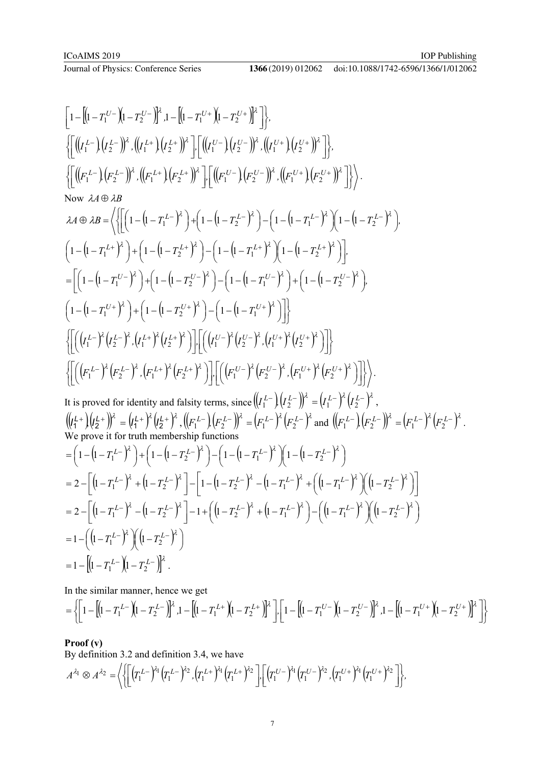$$\left[1-\left[\left(1-T_1^{U-}\right)\left(1-T_2^{U-}\right)\right]^{\lambda},1-\left[\left(1-T_1^{U+}\right)\left(1-T_2^{U+}\right)\right]^{\lambda}\right]\Big\},$$

$$\left\{\left[\left(\left(I_1^{L-}\right)\left(I_2^{L-}\right)\right)^{\lambda},\left(\left(I_1^{L+}\right)\left(I_2^{L+}\right)\right)^{\lambda}\right],\left[\left(\left(I_1^{U-}\right)\left(I_2^{U-}\right)\right)^{\lambda},\left(\left(I_1^{U+}\right)\left(I_2^{U+}\right)\right)^{\lambda}\right]\right\},$$

$$\left\{\left[\left(\left(F_1^{L-}\right)\left(F_2^{L-}\right)\right)^{\lambda},\left(\left(F_1^{L+}\right)\left(F_2^{L+}\right)\right)^{\lambda}\right],\left[\left(\left(F_1^{U-}\right)\left(F_2^{U-}\right)\right)^{\lambda},\left(\left(F_1^{U+}\right)\left(F_2^{U+}\right)\right)^{\lambda}\right]\right\}\Big\rangle.$$

Now $\lambda A\oplus\lambda B$

$$\lambda A\oplus\lambda B=\Big\langle\Big\{\Big[\left(1-\left(1-T_1^{L-}\right)^{\lambda}\right)+\left(1-\left(1-T_2^{L-}\right)^{\lambda}\right)-\left(1-\left(1-T_1^{L-}\right)^{\lambda}\right)\left(1-\left(1-T_2^{L-}\right)^{\lambda}\right),$$

$$\left(1-\left(1-T_1^{L+}\right)^{\lambda}\right)+\left(1-\left(1-T_2^{L+}\right)^{\lambda}\right)-\left(1-\left(1-T_1^{L+}\right)^{\lambda}\right)\left(1-\left(1-T_2^{L+}\right)^{\lambda}\right)\Big],$$

$$=\Big[\left(1-\left(1-T_1^{U-}\right)^{\lambda}\right)+\left(1-\left(1-T_2^{U-}\right)^{\lambda}\right)-\left(1-\left(1-T_1^{U-}\right)^{\lambda}\right)+\left(1-\left(1-T_2^{U-}\right)^{\lambda}\right),$$

$$\left(1-\left(1-T_1^{U+}\right)^{\lambda}\right)+\left(1-\left(1-T_2^{U+}\right)^{\lambda}\right)-\left(1-\left(1-T_1^{U+}\right)^{\lambda}\right)\Big]\Big\}$$

$$\left\{\left[\left(\left(I_1^{L-}\right)^{\lambda}\left(I_2^{L-}\right)^{\lambda},\left(I_1^{L+}\right)^{\lambda}\left(I_2^{L+}\right)^{\lambda}\right)\right],\left[\left(\left(I_1^{U-}\right)^{\lambda}\left(I_2^{U-}\right)^{\lambda},\left(I_1^{U+}\right)^{\lambda}\left(I_2^{U+}\right)^{\lambda}\right)\right]\right\}$$

$$\left\{\left[\left(\left(F_1^{L-}\right)^{\lambda}\left(F_2^{L-}\right)^{\lambda},\left(F_1^{L+}\right)^{\lambda}\left(F_2^{L+}\right)^{\lambda}\right)\right],\left[\left(\left(F_1^{U-}\right)^{\lambda}\left(F_2^{U-}\right)^{\lambda},\left(F_1^{U+}\right)^{\lambda}\left(F_2^{U+}\right)^{\lambda}\right)\right]\right\}\Big\rangle.$$

It is proved for identity and falsity terms, since $\left(\left(I_1^{L-}\right)\left(I_2^{L-}\right)\right)^{\lambda}=\left(I_1^{L-}\right)^{\lambda}\left(I_2^{L-}\right)^{\lambda}$, $\left(\left(I_1^{L+}\right)\left(I_2^{L+}\right)\right)^{\lambda}=\left(I_1^{L+}\right)^{\lambda}\left(I_2^{L+}\right)^{\lambda}$, $\left(\left(F_1^{L-}\right)\left(F_2^{L-}\right)\right)^{\lambda}=\left(F_1^{L-}\right)^{\lambda}\left(F_2^{L-}\right)^{\lambda}$ and $\left(\left(F_1^{L-}\right)\left(F_2^{L-}\right)\right)^{\lambda}=\left(F_1^{L-}\right)^{\lambda}\left(F_2^{L-}\right)^{\lambda}$.
We prove it for truth membership functions

$$=\left(1-\left(1-T_1^{L-}\right)^{\lambda}\right)+\left(1-\left(1-T_2^{L-}\right)^{\lambda}\right)-\left(1-\left(1-T_1^{L-}\right)^{\lambda}\right)\left(1-\left(1-T_2^{L-}\right)^{\lambda}\right)$$

$$=2-\left[\left(1-T_1^{L-}\right)^{\lambda}+\left(1-T_2^{L-}\right)^{\lambda}\right]-\left[1-\left(1-T_2^{L-}\right)^{\lambda}-\left(1-T_1^{L-}\right)^{\lambda}+\left(\left(1-T_1^{L-}\right)^{\lambda}\right)\left(\left(1-T_2^{L-}\right)^{\lambda}\right)\right]$$

$$=2-\left[\left(1-T_1^{L-}\right)^{\lambda}-\left(1-T_2^{L-}\right)^{\lambda}\right]-1+\left(\left(1-T_2^{L-}\right)^{\lambda}+\left(1-T_1^{L-}\right)^{\lambda}\right)-\left(\left(1-T_1^{L-}\right)^{\lambda}\right)\left(\left(1-T_2^{L-}\right)^{\lambda}\right)$$

$$=1-\left(\left(1-T_1^{L-}\right)^{\lambda}\right)\left(\left(1-T_2^{L-}\right)^{\lambda}\right)$$

$$=1-\left[\left(1-T_1^{L-}\right)\left(1-T_2^{L-}\right)\right]^{\lambda}.$$

In the similar manner, hence we get

$$=\left\{\left[1-\left[\left(1-T_1^{L-}\right)\left(1-T_2^{L-}\right)\right]^{\lambda},1-\left[\left(1-T_1^{L+}\right)\left(1-T_2^{L+}\right)\right]^{\lambda}\right],\left[1-\left[\left(1-T_1^{U-}\right)\left(1-T_2^{U-}\right)\right]^{\lambda},1-\left[\left(1-T_1^{U+}\right)\left(1-T_2^{U+}\right)\right]^{\lambda}\right]\right\}$$

**Proof (v)**
By definition 3.2 and definition 3.4, we have

$$A^{\lambda_1}\otimes A^{\lambda_2}=\Big\langle\Big\{\left[\left(T_1^{L-}\right)^{\lambda_1}\left(T_1^{L-}\right)^{\lambda_2},\left(T_1^{L+}\right)^{\lambda_1}\left(T_1^{L+}\right)^{\lambda_2}\right],\left[\left(T_1^{U-}\right)^{\lambda_1}\left(T_1^{U-}\right)^{\lambda_2},\left(T_1^{U+}\right)^{\lambda_1}\left(T_1^{U+}\right)^{\lambda_2}\right]\Big\},$$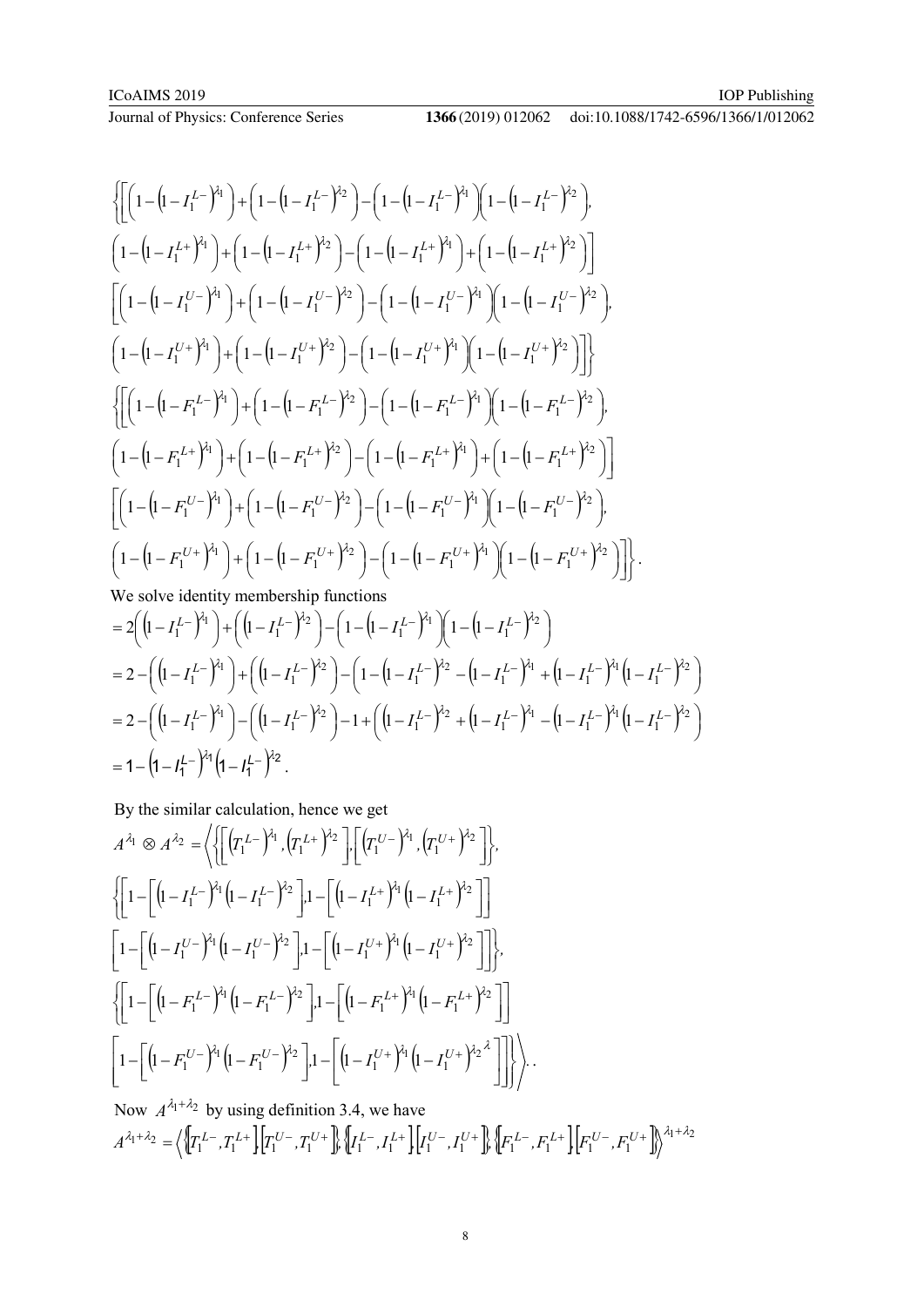$$\left\{\left[\left(1-\left(1-I_1^{L-}\right)^{\lambda_1}\right)+\left(1-\left(1-I_1^{L-}\right)^{\lambda_2}\right)-\left(1-\left(1-I_1^{L-}\right)^{\lambda_1}\right)\left(1-\left(1-I_1^{L-}\right)^{\lambda_2}\right),\right.\right.$$

$$\left.\left(1-\left(1-I_1^{L+}\right)^{\lambda_1}\right)+\left(1-\left(1-I_1^{L+}\right)^{\lambda_2}\right)-\left(1-\left(1-I_1^{L+}\right)^{\lambda_1}\right)+\left(1-\left(1-I_1^{L+}\right)^{\lambda_2}\right)\right]$$

$$\left[\left(1-\left(1-I_1^{U-}\right)^{\lambda_1}\right)+\left(1-\left(1-I_1^{U-}\right)^{\lambda_2}\right)-\left(1-\left(1-I_1^{U-}\right)^{\lambda_1}\right)\left(1-\left(1-I_1^{U-}\right)^{\lambda_2}\right),\right.$$

$$\left.\left.\left(1-\left(1-I_1^{U+}\right)^{\lambda_1}\right)+\left(1-\left(1-I_1^{U+}\right)^{\lambda_2}\right)-\left(1-\left(1-I_1^{U+}\right)^{\lambda_1}\right)\left(1-\left(1-I_1^{U+}\right)^{\lambda_2}\right)\right]\right\}$$

$$\left\{\left[\left(1-\left(1-F_1^{L-}\right)^{\lambda_1}\right)+\left(1-\left(1-F_1^{L-}\right)^{\lambda_2}\right)-\left(1-\left(1-F_1^{L-}\right)^{\lambda_1}\right)\left(1-\left(1-F_1^{L-}\right)^{\lambda_2}\right),\right.\right.$$

$$\left.\left(1-\left(1-F_1^{L+}\right)^{\lambda_1}\right)+\left(1-\left(1-F_1^{L+}\right)^{\lambda_2}\right)-\left(1-\left(1-F_1^{L+}\right)^{\lambda_1}\right)+\left(1-\left(1-F_1^{L+}\right)^{\lambda_2}\right)\right]$$

$$\left[\left(1-\left(1-F_1^{U-}\right)^{\lambda_1}\right)+\left(1-\left(1-F_1^{U-}\right)^{\lambda_2}\right)-\left(1-\left(1-F_1^{U-}\right)^{\lambda_1}\right)\left(1-\left(1-F_1^{U-}\right)^{\lambda_2}\right),\right.$$

$$\left.\left.\left(1-\left(1-F_1^{U+}\right)^{\lambda_1}\right)+\left(1-\left(1-F_1^{U+}\right)^{\lambda_2}\right)-\left(1-\left(1-F_1^{U+}\right)^{\lambda_1}\right)\left(1-\left(1-F_1^{U+}\right)^{\lambda_2}\right)\right]\right\}.$$

We solve identity membership functions

$$=2\left(\left(1-I_1^{L-}\right)^{\lambda_1}\right)+\left(\left(1-I_1^{L-}\right)^{\lambda_2}\right)-\left(1-\left(1-I_1^{L-}\right)^{\lambda_1}\right)\left(1-\left(1-I_1^{L-}\right)^{\lambda_2}\right)$$

$$=2-\left(\left(1-I_1^{L-}\right)^{\lambda_1}\right)+\left(\left(1-I_1^{L-}\right)^{\lambda_2}\right)-\left(1-\left(1-I_1^{L-}\right)^{\lambda_2}-\left(1-I_1^{L-}\right)^{\lambda_1}+\left(1-I_1^{L-}\right)^{\lambda_1}\left(1-I_1^{L-}\right)^{\lambda_2}\right)$$

$$=2-\left(\left(1-I_1^{L-}\right)^{\lambda_1}\right)-\left(\left(1-I_1^{L-}\right)^{\lambda_2}\right)-1+\left(\left(1-I_1^{L-}\right)^{\lambda_2}+\left(1-I_1^{L-}\right)^{\lambda_1}-\left(1-I_1^{L-}\right)^{\lambda_1}\left(1-I_1^{L-}\right)^{\lambda_2}\right)$$

$$=1-\left(1-I_1^{L-}\right)^{\lambda_1}\left(1-I_1^{L-}\right)^{\lambda_2}.$$

By the similar calculation, hence we get

$$A^{\lambda_1}\otimes A^{\lambda_2}=\left\langle\left\{\left[\left(T_1^{L-}\right)^{\lambda_1},\left(T_1^{L+}\right)^{\lambda_2}\right],\left[\left(T_1^{U-}\right)^{\lambda_1},\left(T_1^{U+}\right)^{\lambda_2}\right]\right\},\right.$$

$$\left\{\left[1-\left[\left(1-I_1^{L-}\right)^{\lambda_1}\left(1-I_1^{L-}\right)^{\lambda_2}\right],1-\left[\left(1-I_1^{L+}\right)^{\lambda_1}\left(1-I_1^{L+}\right)^{\lambda_2}\right]\right]\right.$$

$$\left.\left[1-\left[\left(1-I_1^{U-}\right)^{\lambda_1}\left(1-I_1^{U-}\right)^{\lambda_2}\right],1-\left[\left(1-I_1^{U+}\right)^{\lambda_1}\left(1-I_1^{U+}\right)^{\lambda_2}\right]\right]\right\},$$

$$\left\{\left[1-\left[\left(1-F_1^{L-}\right)^{\lambda_1}\left(1-F_1^{L-}\right)^{\lambda_2}\right],1-\left[\left(1-F_1^{L+}\right)^{\lambda_1}\left(1-F_1^{L+}\right)^{\lambda_2}\right]\right]\right.$$

$$\left.\left.\left[1-\left[\left(1-F_1^{U-}\right)^{\lambda_1}\left(1-F_1^{U-}\right)^{\lambda_2}\right],1-\left[\left(1-I_1^{U+}\right)^{\lambda_1}\left(1-I_1^{U+}\right)^{\lambda_2\lambda}\right]\right]\right\}\right\rangle..$$

Now $A^{\lambda_1+\lambda_2}$ by using definition 3.4, we have

$$A^{\lambda_1+\lambda_2}=\left\langle\left\{\left[T_1^{L-},T_1^{L+}\right],\left[T_1^{U-},T_1^{U+}\right]\right\},\left\{\left[I_1^{L-},I_1^{L+}\right],\left[I_1^{U-},I_1^{U+}\right]\right\},\left\{\left[F_1^{L-},F_1^{L+}\right],\left[F_1^{U-},F_1^{U+}\right]\right\}\right\rangle^{\lambda_1+\lambda_2}$$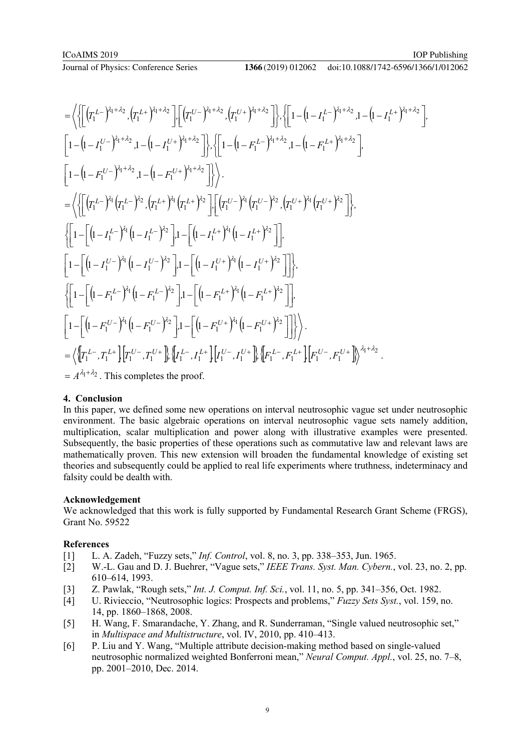$$
= \left\langle \left\{ \left[ \left(T_1^{L-}\right)^{\lambda_1+\lambda_2}, \left(T_1^{L+}\right)^{\lambda_1+\lambda_2} \right], \left[ \left(T_1^{U-}\right)^{\lambda_1+\lambda_2}, \left(T_1^{U+}\right)^{\lambda_1+\lambda_2} \right] \right\}, \left\{ \left[ 1-\left(1-I_1^{L-}\right)^{\lambda_1+\lambda_2}, 1-\left(1-I_1^{L+}\right)^{\lambda_1+\lambda_2} \right], \right.\right.
$$

$$
\left[ 1-\left(1-I_1^{U-}\right)^{\lambda_1+\lambda_2}, 1-\left(1-I_1^{U+}\right)^{\lambda_1+\lambda_2} \right] \Big\}, \Big\{ \left[ 1-\left(1-F_1^{L-}\right)^{\lambda_1+\lambda_2}, 1-\left(1-F_1^{L+}\right)^{\lambda_1+\lambda_2} \right],
$$

$$
\left.\left. \left[ 1-\left(1-F_1^{U-}\right)^{\lambda_1+\lambda_2}, 1-\left(1-F_1^{U+}\right)^{\lambda_1+\lambda_2} \right] \right\} \right\rangle .
$$

$$
= \left\langle \left\{ \left[ \left(T_1^{L-}\right)^{\lambda_1}\left(T_1^{L-}\right)^{\lambda_2}, \left(T_1^{L+}\right)^{\lambda_1}\left(T_1^{L+}\right)^{\lambda_2} \right], \left[ \left(T_1^{U-}\right)^{\lambda_1}\left(T_1^{U-}\right)^{\lambda_2}, \left(T_1^{U+}\right)^{\lambda_1}\left(T_1^{U+}\right)^{\lambda_2} \right] \right\}, \right.
$$

$$
\Big\{ \left[ 1-\left[ \left(1-I_1^{L-}\right)^{\lambda_1}\left(1-I_1^{L-}\right)^{\lambda_2} \right], 1-\left[ \left(1-I_1^{L+}\right)^{\lambda_1}\left(1-I_1^{L+}\right)^{\lambda_2} \right] \right],
$$

$$
\left[ 1-\left[ \left(1-I_1^{U-}\right)^{\lambda_1}\left(1-I_1^{U-}\right)^{\lambda_2} \right], 1-\left[ \left(1-I_1^{U+}\right)^{\lambda_1}\left(1-I_1^{U+}\right)^{\lambda_2} \right] \right] \Big\},
$$

$$
\Big\{ \left[ 1-\left[ \left(1-F_1^{L-}\right)^{\lambda_1}\left(1-F_1^{L-}\right)^{\lambda_2} \right], 1-\left[ \left(1-F_1^{L+}\right)^{\lambda_1}\left(1-F_1^{L+}\right)^{\lambda_2} \right] \right],
$$

$$
\left. \left[ 1-\left[ \left(1-F_1^{U-}\right)^{\lambda_1}\left(1-F_1^{U-}\right)^{\lambda_2} \right], 1-\left[ \left(1-F_1^{U+}\right)^{\lambda_1}\left(1-F_1^{U+}\right)^{\lambda_2} \right] \right] \Big\} \right\rangle .
$$

$$
= \left\langle \left\{ \left[T_1^{L-}, T_1^{L+}\right], \left[T_1^{U-}, T_1^{U+}\right] \right\}, \left\{ \left[I_1^{L-}, I_1^{L+}\right], \left[I_1^{U-}, I_1^{U+}\right] \right\}, \left\{ \left[F_1^{L-}, F_1^{L+}\right], \left[F_1^{U-}, F_1^{U+}\right] \right\} \right\rangle^{\lambda_1+\lambda_2} .
$$

$= A^{\lambda_1+\lambda_2}$. This completes the proof.

## 4. Conclusion

In this paper, we defined some new operations on interval neutrosophic vague set under neutrosophic environment. The basic algebraic operations on interval neutrosophic vague sets namely addition, multiplication, scalar multiplication and power along with illustrative examples were presented. Subsequently, the basic properties of these operations such as commutative law and relevant laws are mathematically proven. This new extension will broaden the fundamental knowledge of existing set theories and subsequently could be applied to real life experiments where truthness, indeterminacy and falsity could be dealth with.

### Acknowledgement

We acknowledged that this work is fully supported by Fundamental Research Grant Scheme (FRGS), Grant No. 59522

### References

[1] L. A. Zadeh, "Fuzzy sets," *Inf. Control*, vol. 8, no. 3, pp. 338–353, Jun. 1965.

[2] W.-L. Gau and D. J. Buehrer, "Vague sets," *IEEE Trans. Syst. Man. Cybern.*, vol. 23, no. 2, pp. 610–614, 1993.

[3] Z. Pawlak, "Rough sets," *Int. J. Comput. Inf. Sci.*, vol. 11, no. 5, pp. 341–356, Oct. 1982.

[4] U. Rivieccio, "Neutrosophic logics: Prospects and problems," *Fuzzy Sets Syst.*, vol. 159, no. 14, pp. 1860–1868, 2008.

[5] H. Wang, F. Smarandache, Y. Zhang, and R. Sunderraman, "Single valued neutrosophic set," in *Multispace and Multistructure*, vol. IV, 2010, pp. 410–413.

[6] P. Liu and Y. Wang, "Multiple attribute decision-making method based on single-valued neutrosophic normalized weighted Bonferroni mean," *Neural Comput. Appl.*, vol. 25, no. 7–8, pp. 2001–2010, Dec. 2014.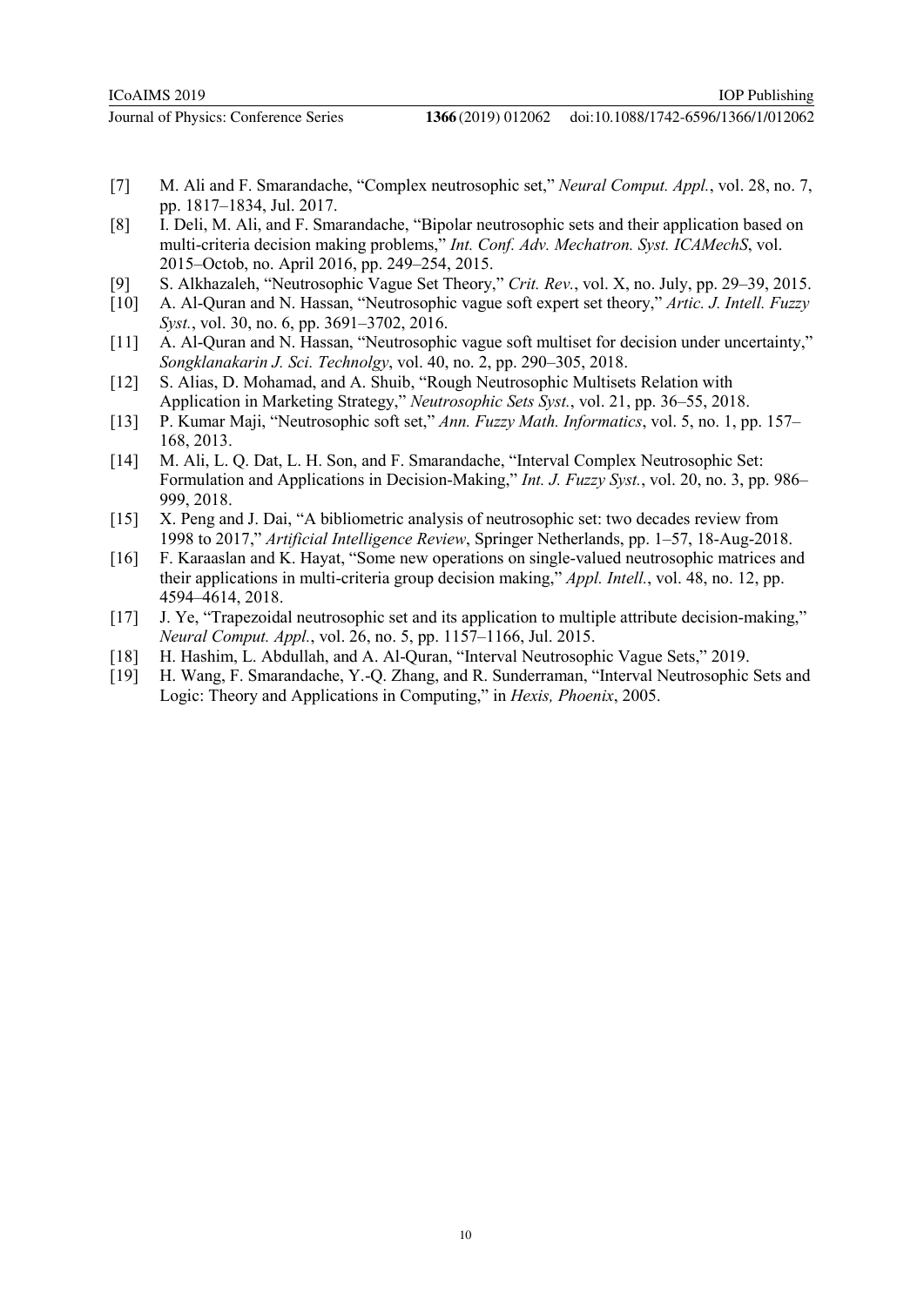[7] M. Ali and F. Smarandache, "Complex neutrosophic set," *Neural Comput. Appl.*, vol. 28, no. 7, pp. 1817–1834, Jul. 2017.

[8] I. Deli, M. Ali, and F. Smarandache, "Bipolar neutrosophic sets and their application based on multi-criteria decision making problems," *Int. Conf. Adv. Mechatron. Syst. ICAMechS*, vol. 2015–Octob, no. April 2016, pp. 249–254, 2015.

[9] S. Alkhazaleh, "Neutrosophic Vague Set Theory," *Crit. Rev.*, vol. X, no. July, pp. 29–39, 2015.

[10] A. Al-Quran and N. Hassan, "Neutrosophic vague soft expert set theory," *Artic. J. Intell. Fuzzy Syst.*, vol. 30, no. 6, pp. 3691–3702, 2016.

[11] A. Al-Quran and N. Hassan, "Neutrosophic vague soft multiset for decision under uncertainty," *Songklanakarin J. Sci. Technolgy*, vol. 40, no. 2, pp. 290–305, 2018.

[12] S. Alias, D. Mohamad, and A. Shuib, "Rough Neutrosophic Multisets Relation with Application in Marketing Strategy," *Neutrosophic Sets Syst.*, vol. 21, pp. 36–55, 2018.

[13] P. Kumar Maji, "Neutrosophic soft set," *Ann. Fuzzy Math. Informatics*, vol. 5, no. 1, pp. 157–168, 2013.

[14] M. Ali, L. Q. Dat, L. H. Son, and F. Smarandache, "Interval Complex Neutrosophic Set: Formulation and Applications in Decision-Making," *Int. J. Fuzzy Syst.*, vol. 20, no. 3, pp. 986–999, 2018.

[15] X. Peng and J. Dai, "A bibliometric analysis of neutrosophic set: two decades review from 1998 to 2017," *Artificial Intelligence Review*, Springer Netherlands, pp. 1–57, 18-Aug-2018.

[16] F. Karaaslan and K. Hayat, "Some new operations on single-valued neutrosophic matrices and their applications in multi-criteria group decision making," *Appl. Intell.*, vol. 48, no. 12, pp. 4594–4614, 2018.

[17] J. Ye, "Trapezoidal neutrosophic set and its application to multiple attribute decision-making," *Neural Comput. Appl.*, vol. 26, no. 5, pp. 1157–1166, Jul. 2015.

[18] H. Hashim, L. Abdullah, and A. Al-Quran, "Interval Neutrosophic Vague Sets," 2019.

[19] H. Wang, F. Smarandache, Y.-Q. Zhang, and R. Sunderraman, "Interval Neutrosophic Sets and Logic: Theory and Applications in Computing," in *Hexis, Phoenix*, 2005.